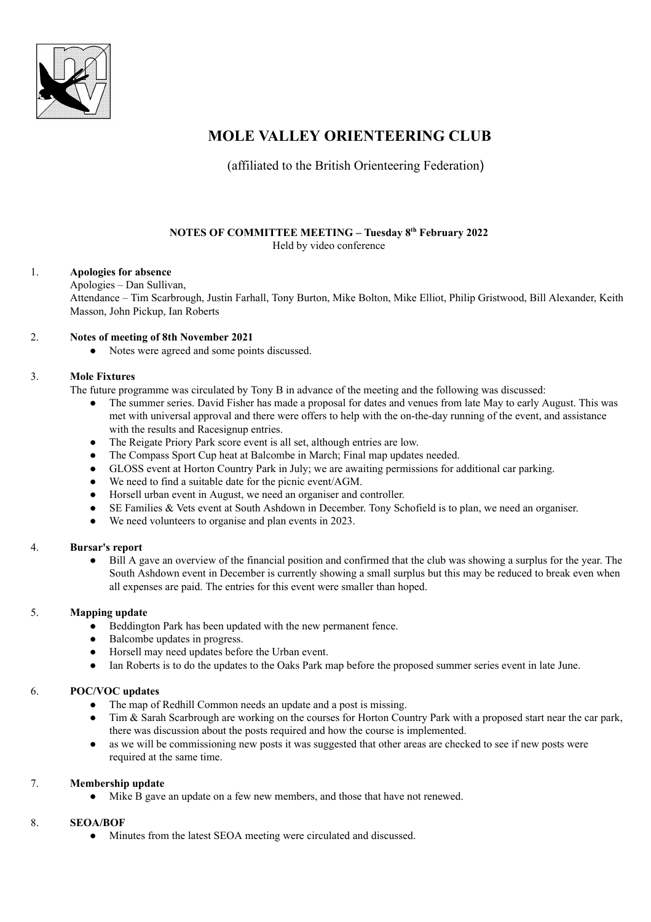# MOLE VALLEY ORIENTEERING CLUB

(affiliated to the British Orienteering Federation)

**NOTES OF COMMITTEE MEETING – Tuesday 8th February 2022**

Held by video conference

1. **Apologies for absence**

   Apologies – Dan Sullivan,

   Attendance – Tim Scarbrough, Justin Farhall, Tony Burton, Mike Bolton, Mike Elliot, Philip Gristwood, Bill Alexander, Keith Masson, John Pickup, Ian Roberts

2. **Notes of meeting of 8th November 2021**
   - Notes were agreed and some points discussed.

3. **Mole Fixtures**

   The future programme was circulated by Tony B in advance of the meeting and the following was discussed:
   - The summer series. David Fisher has made a proposal for dates and venues from late May to early August. This was met with universal approval and there were offers to help with the on-the-day running of the event, and assistance with the results and Racesignup entries.
   - The Reigate Priory Park score event is all set, although entries are low.
   - The Compass Sport Cup heat at Balcombe in March; Final map updates needed.
   - GLOSS event at Horton Country Park in July; we are awaiting permissions for additional car parking.
   - We need to find a suitable date for the picnic event/AGM.
   - Horsell urban event in August, we need an organiser and controller.
   - SE Families & Vets event at South Ashdown in December. Tony Schofield is to plan, we need an organiser.
   - We need volunteers to organise and plan events in 2023.

4. **Bursar's report**
   - Bill A gave an overview of the financial position and confirmed that the club was showing a surplus for the year. The South Ashdown event in December is currently showing a small surplus but this may be reduced to break even when all expenses are paid. The entries for this event were smaller than hoped.

5. **Mapping update**
   - Beddington Park has been updated with the new permanent fence.
   - Balcombe updates in progress.
   - Horsell may need updates before the Urban event.
   - Ian Roberts is to do the updates to the Oaks Park map before the proposed summer series event in late June.

6. **POC/VOC updates**
   - The map of Redhill Common needs an update and a post is missing.
   - Tim & Sarah Scarbrough are working on the courses for Horton Country Park with a proposed start near the car park, there was discussion about the posts required and how the course is implemented.
   - as we will be commissioning new posts it was suggested that other areas are checked to see if new posts were required at the same time.

7. **Membership update**
   - Mike B gave an update on a few new members, and those that have not renewed.

8. **SEOA/BOF**
   - Minutes from the latest SEOA meeting were circulated and discussed.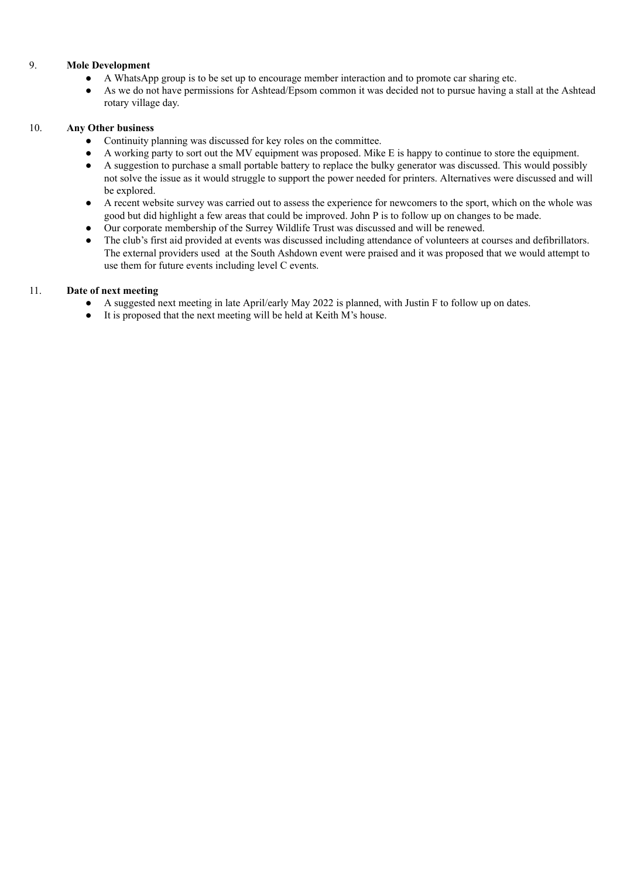9. **Mole Development**
    - A WhatsApp group is to be set up to encourage member interaction and to promote car sharing etc.
    - As we do not have permissions for Ashtead/Epsom common it was decided not to pursue having a stall at the Ashtead rotary village day.

10. **Any Other business**
    - Continuity planning was discussed for key roles on the committee.
    - A working party to sort out the MV equipment was proposed. Mike E is happy to continue to store the equipment.
    - A suggestion to purchase a small portable battery to replace the bulky generator was discussed. This would possibly not solve the issue as it would struggle to support the power needed for printers. Alternatives were discussed and will be explored.
    - A recent website survey was carried out to assess the experience for newcomers to the sport, which on the whole was good but did highlight a few areas that could be improved. John P is to follow up on changes to be made.
    - Our corporate membership of the Surrey Wildlife Trust was discussed and will be renewed.
    - The club's first aid provided at events was discussed including attendance of volunteers at courses and defibrillators. The external providers used at the South Ashdown event were praised and it was proposed that we would attempt to use them for future events including level C events.

11. **Date of next meeting**
    - A suggested next meeting in late April/early May 2022 is planned, with Justin F to follow up on dates.
    - It is proposed that the next meeting will be held at Keith M's house.